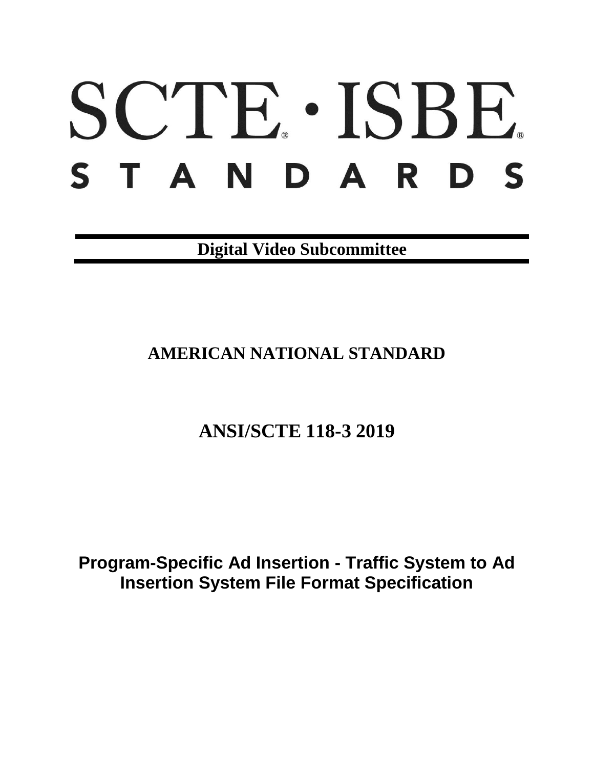# SCTE · ISBE STANDARDS

**Digital Video Subcommittee**

## AMERICAN NATIONAL STANDARD

## ANSI/SCTE 118-3 2019

# Program-Specific Ad Insertion - Traffic System to Ad Insertion System File Format Specification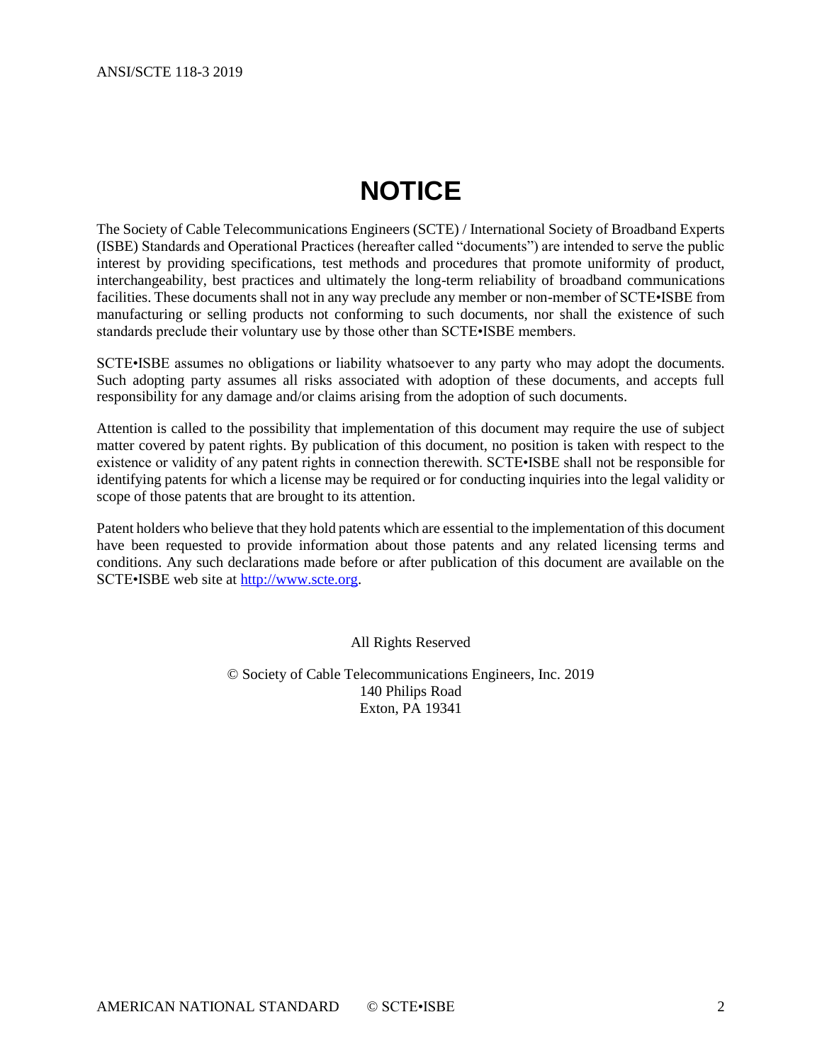# NOTICE

The Society of Cable Telecommunications Engineers (SCTE) / International Society of Broadband Experts (ISBE) Standards and Operational Practices (hereafter called "documents") are intended to serve the public interest by providing specifications, test methods and procedures that promote uniformity of product, interchangeability, best practices and ultimately the long-term reliability of broadband communications facilities. These documents shall not in any way preclude any member or non-member of SCTE•ISBE from manufacturing or selling products not conforming to such documents, nor shall the existence of such standards preclude their voluntary use by those other than SCTE•ISBE members.

SCTE•ISBE assumes no obligations or liability whatsoever to any party who may adopt the documents. Such adopting party assumes all risks associated with adoption of these documents, and accepts full responsibility for any damage and/or claims arising from the adoption of such documents.

Attention is called to the possibility that implementation of this document may require the use of subject matter covered by patent rights. By publication of this document, no position is taken with respect to the existence or validity of any patent rights in connection therewith. SCTE•ISBE shall not be responsible for identifying patents for which a license may be required or for conducting inquiries into the legal validity or scope of those patents that are brought to its attention.

Patent holders who believe that they hold patents which are essential to the implementation of this document have been requested to provide information about those patents and any related licensing terms and conditions. Any such declarations made before or after publication of this document are available on the SCTE•ISBE web site at http://www.scte.org.

All Rights Reserved

© Society of Cable Telecommunications Engineers, Inc. 2019
140 Philips Road
Exton, PA 19341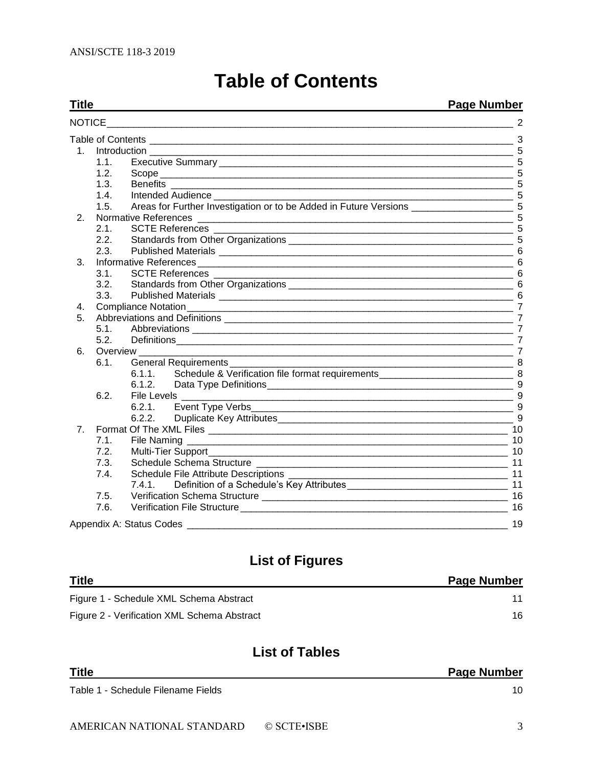# Table of Contents

| Title | Page Number |
|---|---|
| NOTICE | 2 |
| Table of Contents | 3 |
| 1. Introduction | 5 |
| 1.1. Executive Summary | 5 |
| 1.2. Scope | 5 |
| 1.3. Benefits | 5 |
| 1.4. Intended Audience | 5 |
| 1.5. Areas for Further Investigation or to be Added in Future Versions | 5 |
| 2. Normative References | 5 |
| 2.1. SCTE References | 5 |
| 2.2. Standards from Other Organizations | 5 |
| 2.3. Published Materials | 6 |
| 3. Informative References | 6 |
| 3.1. SCTE References | 6 |
| 3.2. Standards from Other Organizations | 6 |
| 3.3. Published Materials | 6 |
| 4. Compliance Notation | 7 |
| 5. Abbreviations and Definitions | 7 |
| 5.1. Abbreviations | 7 |
| 5.2. Definitions | 7 |
| 6. Overview | 7 |
| 6.1. General Requirements | 8 |
| 6.1.1. Schedule & Verification file format requirements | 8 |
| 6.1.2. Data Type Definitions | 9 |
| 6.2. File Levels | 9 |
| 6.2.1. Event Type Verbs | 9 |
| 6.2.2. Duplicate Key Attributes | 9 |
| 7. Format Of The XML Files | 10 |
| 7.1. File Naming | 10 |
| 7.2. Multi-Tier Support | 10 |
| 7.3. Schedule Schema Structure | 11 |
| 7.4. Schedule File Attribute Descriptions | 11 |
| 7.4.1. Definition of a Schedule's Key Attributes | 11 |
| 7.5. Verification Schema Structure | 16 |
| 7.6. Verification File Structure | 16 |
| Appendix A: Status Codes | 19 |

## List of Figures

| Title | Page Number |
|---|---|
| Figure 1 - Schedule XML Schema Abstract | 11 |
| Figure 2 - Verification XML Schema Abstract | 16 |

## List of Tables

| Title | Page Number |
|---|---|
| Table 1 - Schedule Filename Fields | 10 |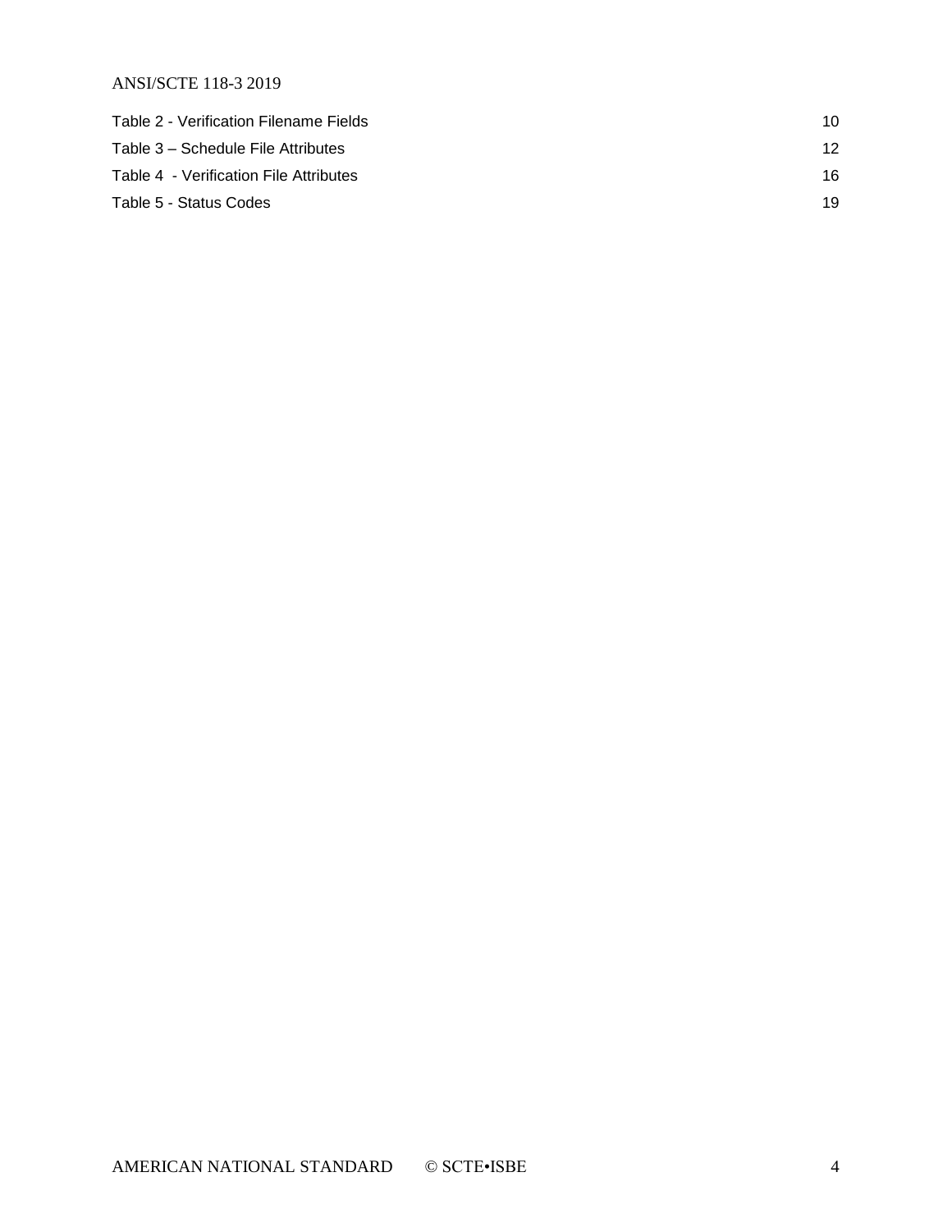Table 2 - Verification Filename Fields 10

Table 3 – Schedule File Attributes 12

Table 4 - Verification File Attributes 16

Table 5 - Status Codes 19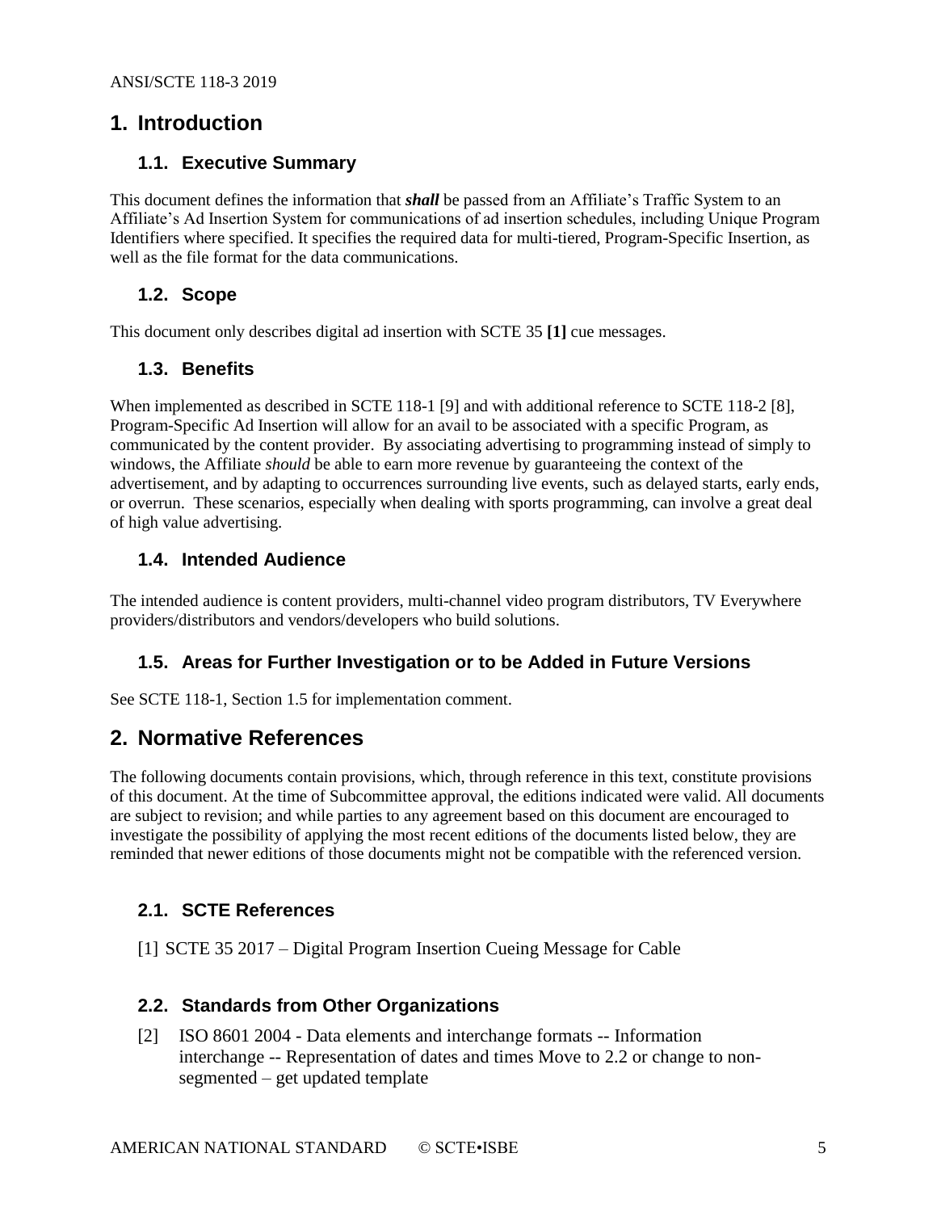# 1. Introduction

## 1.1. Executive Summary

This document defines the information that ***shall*** be passed from an Affiliate's Traffic System to an Affiliate's Ad Insertion System for communications of ad insertion schedules, including Unique Program Identifiers where specified. It specifies the required data for multi-tiered, Program-Specific Insertion, as well as the file format for the data communications.

## 1.2. Scope

This document only describes digital ad insertion with SCTE 35 **[1]** cue messages.

## 1.3. Benefits

When implemented as described in SCTE 118-1 [9] and with additional reference to SCTE 118-2 [8], Program-Specific Ad Insertion will allow for an avail to be associated with a specific Program, as communicated by the content provider. By associating advertising to programming instead of simply to windows, the Affiliate *should* be able to earn more revenue by guaranteeing the context of the advertisement, and by adapting to occurrences surrounding live events, such as delayed starts, early ends, or overrun. These scenarios, especially when dealing with sports programming, can involve a great deal of high value advertising.

## 1.4. Intended Audience

The intended audience is content providers, multi-channel video program distributors, TV Everywhere providers/distributors and vendors/developers who build solutions.

## 1.5. Areas for Further Investigation or to be Added in Future Versions

See SCTE 118-1, Section 1.5 for implementation comment.

# 2. Normative References

The following documents contain provisions, which, through reference in this text, constitute provisions of this document. At the time of Subcommittee approval, the editions indicated were valid. All documents are subject to revision; and while parties to any agreement based on this document are encouraged to investigate the possibility of applying the most recent editions of the documents listed below, they are reminded that newer editions of those documents might not be compatible with the referenced version.

## 2.1. SCTE References

[1] SCTE 35 2017 – Digital Program Insertion Cueing Message for Cable

## 2.2. Standards from Other Organizations

[2] ISO 8601 2004 - Data elements and interchange formats -- Information interchange -- Representation of dates and times Move to 2.2 or change to non-segmented – get updated template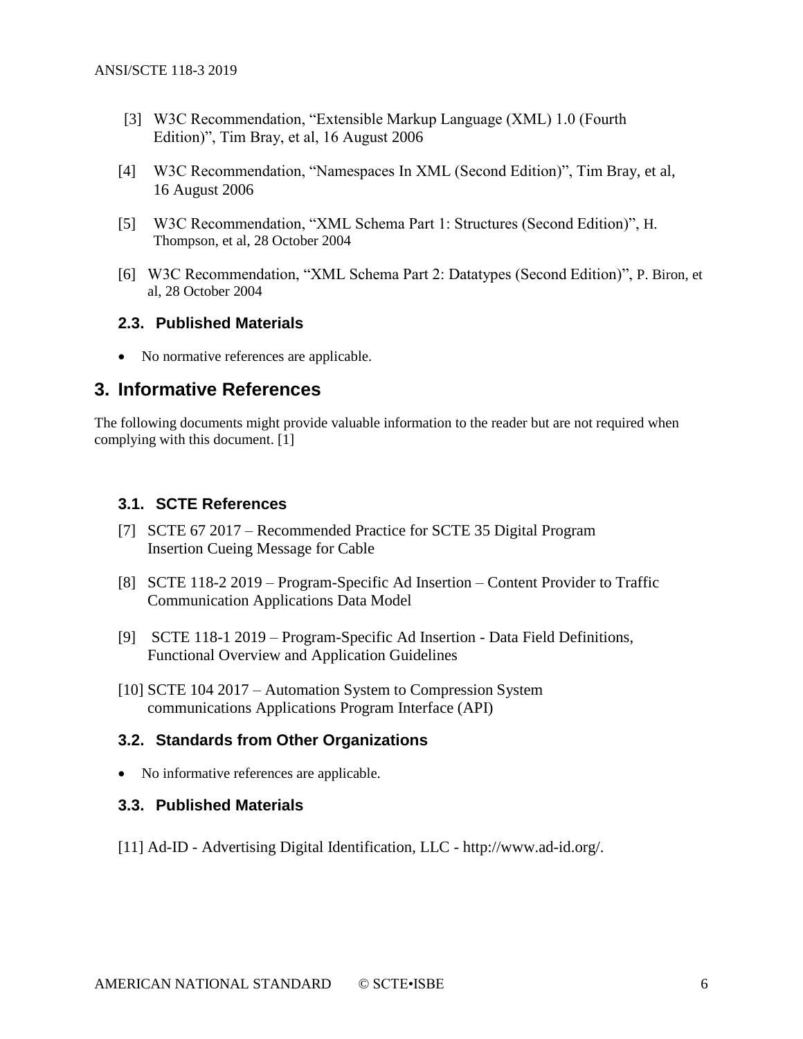[3] W3C Recommendation, “Extensible Markup Language (XML) 1.0 (Fourth Edition)”, Tim Bray, et al, 16 August 2006

[4] W3C Recommendation, “Namespaces In XML (Second Edition)”, Tim Bray, et al, 16 August 2006

[5] W3C Recommendation, “XML Schema Part 1: Structures (Second Edition)”, H. Thompson, et al, 28 October 2004

[6] W3C Recommendation, “XML Schema Part 2: Datatypes (Second Edition)”, P. Biron, et al, 28 October 2004

### 2.3. Published Materials

- No normative references are applicable.

## 3. Informative References

The following documents might provide valuable information to the reader but are not required when complying with this document. [1]

### 3.1. SCTE References

[7] SCTE 67 2017 – Recommended Practice for SCTE 35 Digital Program Insertion Cueing Message for Cable

[8] SCTE 118-2 2019 – Program-Specific Ad Insertion – Content Provider to Traffic Communication Applications Data Model

[9] SCTE 118-1 2019 – Program-Specific Ad Insertion - Data Field Definitions, Functional Overview and Application Guidelines

[10] SCTE 104 2017 – Automation System to Compression System communications Applications Program Interface (API)

### 3.2. Standards from Other Organizations

- No informative references are applicable.

### 3.3. Published Materials

[11] Ad-ID - Advertising Digital Identification, LLC - http://www.ad-id.org/.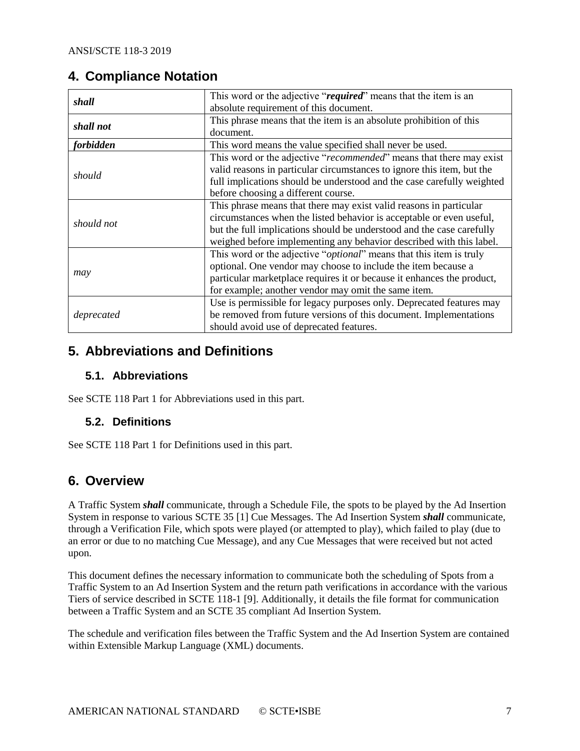## 4. Compliance Notation

| | |
|---|---|
| ***shall*** | This word or the adjective "***required***" means that the item is an absolute requirement of this document. |
| ***shall not*** | This phrase means that the item is an absolute prohibition of this document. |
| ***forbidden*** | This word means the value specified shall never be used. |
| *should* | This word or the adjective "*recommended*" means that there may exist valid reasons in particular circumstances to ignore this item, but the full implications should be understood and the case carefully weighted before choosing a different course. |
| *should not* | This phrase means that there may exist valid reasons in particular circumstances when the listed behavior is acceptable or even useful, but the full implications should be understood and the case carefully weighed before implementing any behavior described with this label. |
| *may* | This word or the adjective "*optional*" means that this item is truly optional. One vendor may choose to include the item because a particular marketplace requires it or because it enhances the product, for example; another vendor may omit the same item. |
| *deprecated* | Use is permissible for legacy purposes only. Deprecated features may be removed from future versions of this document. Implementations should avoid use of deprecated features. |

## 5. Abbreviations and Definitions

### 5.1. Abbreviations

See SCTE 118 Part 1 for Abbreviations used in this part.

### 5.2. Definitions

See SCTE 118 Part 1 for Definitions used in this part.

## 6. Overview

A Traffic System ***shall*** communicate, through a Schedule File, the spots to be played by the Ad Insertion System in response to various SCTE 35 [1] Cue Messages. The Ad Insertion System ***shall*** communicate, through a Verification File, which spots were played (or attempted to play), which failed to play (due to an error or due to no matching Cue Message), and any Cue Messages that were received but not acted upon.

This document defines the necessary information to communicate both the scheduling of Spots from a Traffic System to an Ad Insertion System and the return path verifications in accordance with the various Tiers of service described in SCTE 118-1 [9]. Additionally, it details the file format for communication between a Traffic System and an SCTE 35 compliant Ad Insertion System.

The schedule and verification files between the Traffic System and the Ad Insertion System are contained within Extensible Markup Language (XML) documents.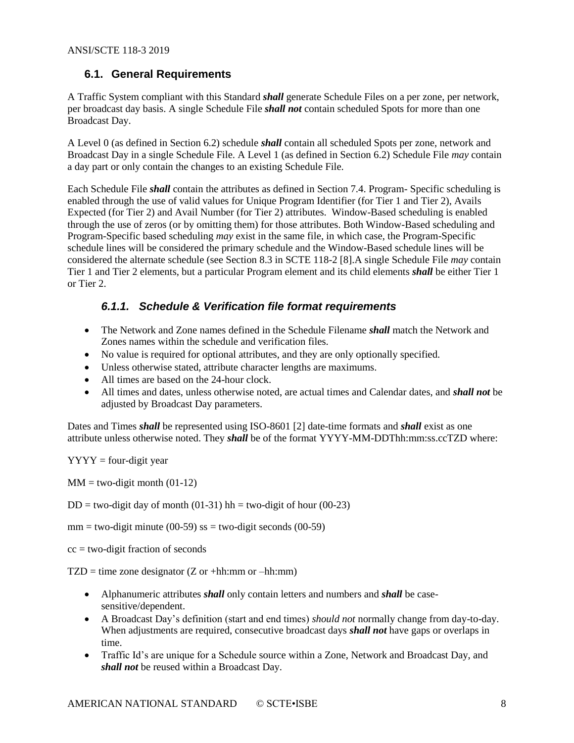## 6.1. General Requirements

A Traffic System compliant with this Standard ***shall*** generate Schedule Files on a per zone, per network, per broadcast day basis. A single Schedule File ***shall not*** contain scheduled Spots for more than one Broadcast Day.

A Level 0 (as defined in Section 6.2) schedule ***shall*** contain all scheduled Spots per zone, network and Broadcast Day in a single Schedule File. A Level 1 (as defined in Section 6.2) Schedule File *may* contain a day part or only contain the changes to an existing Schedule File.

Each Schedule File ***shall*** contain the attributes as defined in Section 7.4. Program- Specific scheduling is enabled through the use of valid values for Unique Program Identifier (for Tier 1 and Tier 2), Avails Expected (for Tier 2) and Avail Number (for Tier 2) attributes. Window-Based scheduling is enabled through the use of zeros (or by omitting them) for those attributes. Both Window-Based scheduling and Program-Specific based scheduling *may* exist in the same file, in which case, the Program-Specific schedule lines will be considered the primary schedule and the Window-Based schedule lines will be considered the alternate schedule (see Section 8.3 in SCTE 118-2 [8].A single Schedule File *may* contain Tier 1 and Tier 2 elements, but a particular Program element and its child elements ***shall*** be either Tier 1 or Tier 2.

### *6.1.1. Schedule & Verification file format requirements*

- The Network and Zone names defined in the Schedule Filename ***shall*** match the Network and Zones names within the schedule and verification files.
- No value is required for optional attributes, and they are only optionally specified.
- Unless otherwise stated, attribute character lengths are maximums.
- All times are based on the 24-hour clock.
- All times and dates, unless otherwise noted, are actual times and Calendar dates, and ***shall not*** be adjusted by Broadcast Day parameters.

Dates and Times ***shall*** be represented using ISO-8601 [2] date-time formats and ***shall*** exist as one attribute unless otherwise noted. They ***shall*** be of the format YYYY-MM-DDThh:mm:ss.ccTZD where:

YYYY = four-digit year

MM = two-digit month (01-12)

DD = two-digit day of month (01-31) hh = two-digit of hour (00-23)

mm = two-digit minute (00-59) ss = two-digit seconds (00-59)

cc = two-digit fraction of seconds

TZD = time zone designator (Z or +hh:mm or –hh:mm)

- Alphanumeric attributes ***shall*** only contain letters and numbers and ***shall*** be case-sensitive/dependent.
- A Broadcast Day's definition (start and end times) *should not* normally change from day-to-day. When adjustments are required, consecutive broadcast days ***shall not*** have gaps or overlaps in time.
- Traffic Id's are unique for a Schedule source within a Zone, Network and Broadcast Day, and ***shall not*** be reused within a Broadcast Day.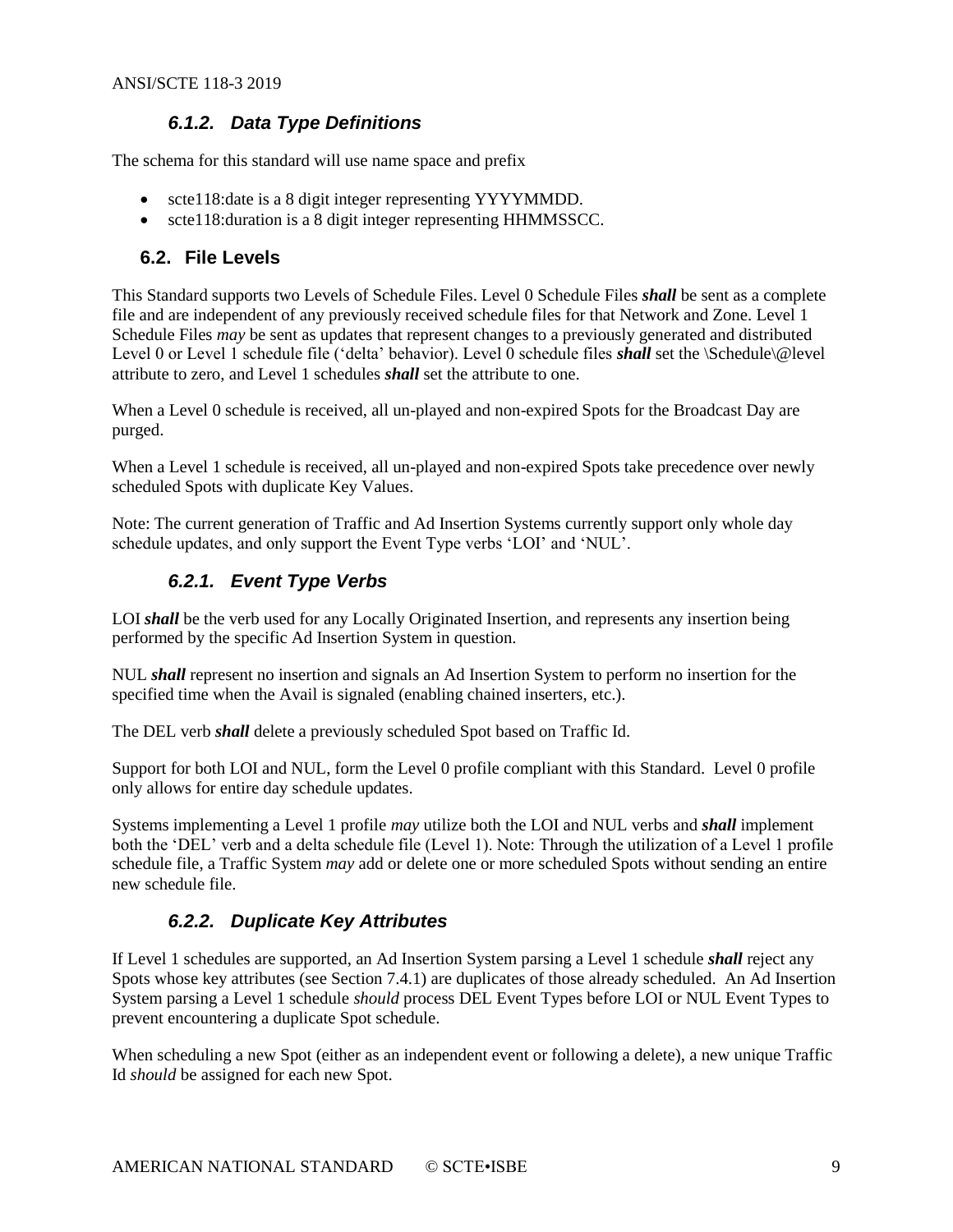### 6.1.2. Data Type Definitions

The schema for this standard will use name space and prefix

- scte118:date is a 8 digit integer representing YYYYMMDD.
- scte118:duration is a 8 digit integer representing HHMMSSCC.

## 6.2. File Levels

This Standard supports two Levels of Schedule Files. Level 0 Schedule Files ***shall*** be sent as a complete file and are independent of any previously received schedule files for that Network and Zone. Level 1 Schedule Files *may* be sent as updates that represent changes to a previously generated and distributed Level 0 or Level 1 schedule file ('delta' behavior). Level 0 schedule files ***shall*** set the \Schedule\@level attribute to zero, and Level 1 schedules ***shall*** set the attribute to one.

When a Level 0 schedule is received, all un-played and non-expired Spots for the Broadcast Day are purged.

When a Level 1 schedule is received, all un-played and non-expired Spots take precedence over newly scheduled Spots with duplicate Key Values.

Note: The current generation of Traffic and Ad Insertion Systems currently support only whole day schedule updates, and only support the Event Type verbs 'LOI' and 'NUL'.

### 6.2.1. Event Type Verbs

LOI ***shall*** be the verb used for any Locally Originated Insertion, and represents any insertion being performed by the specific Ad Insertion System in question.

NUL ***shall*** represent no insertion and signals an Ad Insertion System to perform no insertion for the specified time when the Avail is signaled (enabling chained inserters, etc.).

The DEL verb ***shall*** delete a previously scheduled Spot based on Traffic Id.

Support for both LOI and NUL, form the Level 0 profile compliant with this Standard. Level 0 profile only allows for entire day schedule updates.

Systems implementing a Level 1 profile *may* utilize both the LOI and NUL verbs and ***shall*** implement both the 'DEL' verb and a delta schedule file (Level 1). Note: Through the utilization of a Level 1 profile schedule file, a Traffic System *may* add or delete one or more scheduled Spots without sending an entire new schedule file.

### 6.2.2. Duplicate Key Attributes

If Level 1 schedules are supported, an Ad Insertion System parsing a Level 1 schedule ***shall*** reject any Spots whose key attributes (see Section 7.4.1) are duplicates of those already scheduled. An Ad Insertion System parsing a Level 1 schedule *should* process DEL Event Types before LOI or NUL Event Types to prevent encountering a duplicate Spot schedule.

When scheduling a new Spot (either as an independent event or following a delete), a new unique Traffic Id *should* be assigned for each new Spot.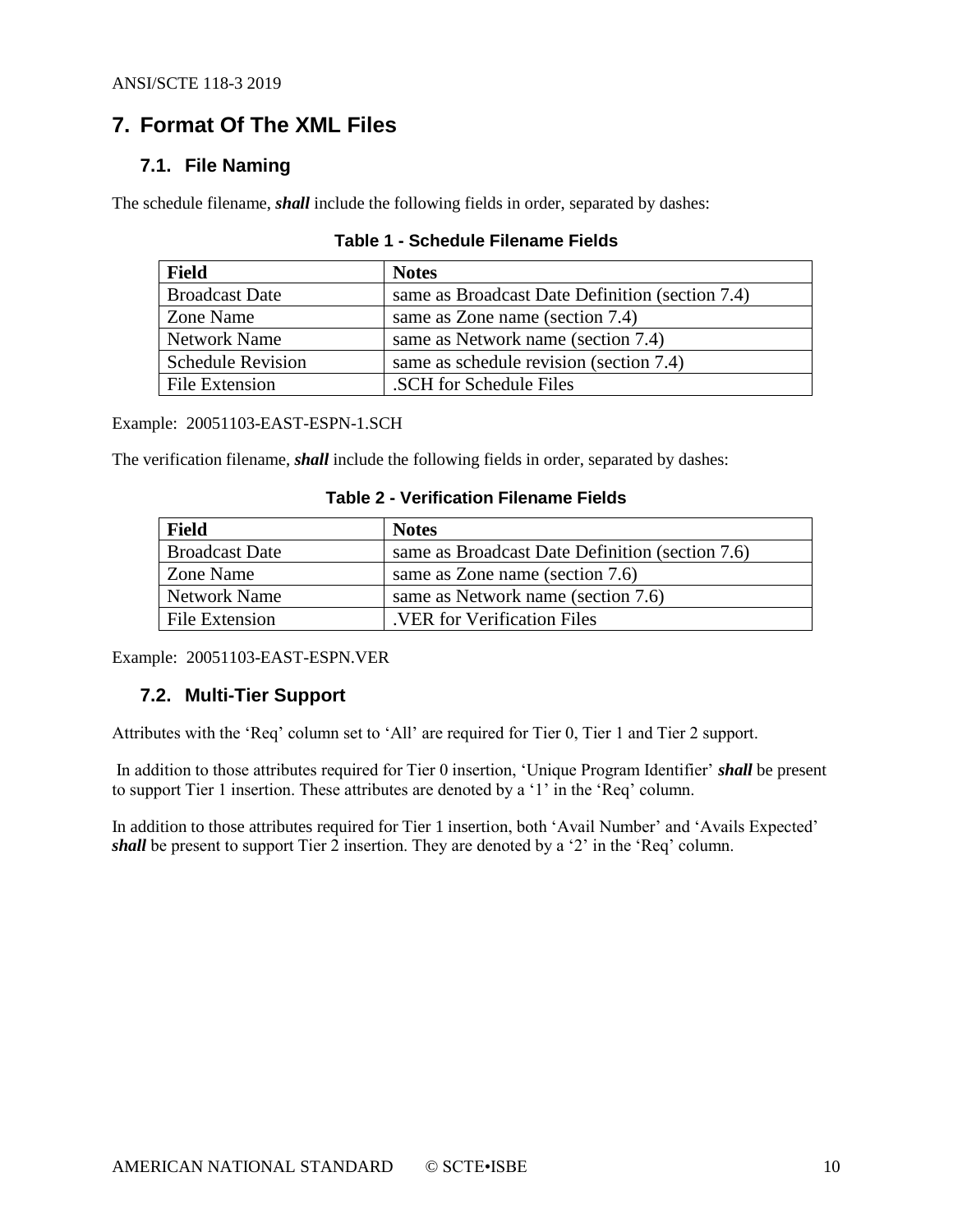# 7. Format Of The XML Files

## 7.1. File Naming

The schedule filename, ***shall*** include the following fields in order, separated by dashes:

**Table 1 - Schedule Filename Fields**

| Field | Notes |
|---|---|
| Broadcast Date | same as Broadcast Date Definition (section 7.4) |
| Zone Name | same as Zone name (section 7.4) |
| Network Name | same as Network name (section 7.4) |
| Schedule Revision | same as schedule revision (section 7.4) |
| File Extension | .SCH for Schedule Files |

Example: 20051103-EAST-ESPN-1.SCH

The verification filename, ***shall*** include the following fields in order, separated by dashes:

**Table 2 - Verification Filename Fields**

| Field | Notes |
|---|---|
| Broadcast Date | same as Broadcast Date Definition (section 7.6) |
| Zone Name | same as Zone name (section 7.6) |
| Network Name | same as Network name (section 7.6) |
| File Extension | .VER for Verification Files |

Example: 20051103-EAST-ESPN.VER

## 7.2. Multi-Tier Support

Attributes with the 'Req' column set to 'All' are required for Tier 0, Tier 1 and Tier 2 support.

In addition to those attributes required for Tier 0 insertion, 'Unique Program Identifier' ***shall*** be present to support Tier 1 insertion. These attributes are denoted by a '1' in the 'Req' column.

In addition to those attributes required for Tier 1 insertion, both 'Avail Number' and 'Avails Expected' ***shall*** be present to support Tier 2 insertion. They are denoted by a '2' in the 'Req' column.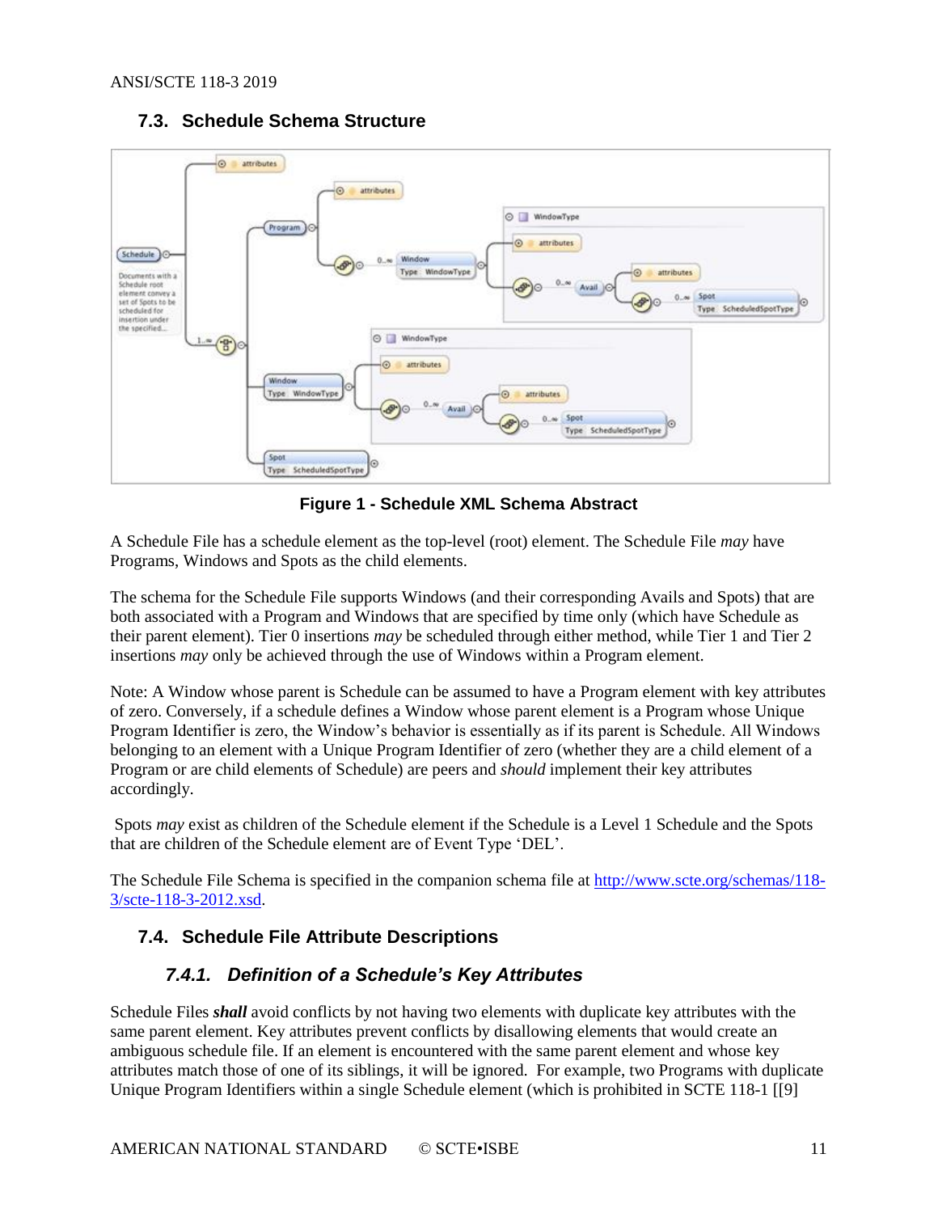## 7.3. Schedule Schema Structure

Figure 1 - Schedule XML Schema Abstract

A Schedule File has a schedule element as the top-level (root) element. The Schedule File *may* have Programs, Windows and Spots as the child elements.

The schema for the Schedule File supports Windows (and their corresponding Avails and Spots) that are both associated with a Program and Windows that are specified by time only (which have Schedule as their parent element). Tier 0 insertions *may* be scheduled through either method, while Tier 1 and Tier 2 insertions *may* only be achieved through the use of Windows within a Program element.

Note: A Window whose parent is Schedule can be assumed to have a Program element with key attributes of zero. Conversely, if a schedule defines a Window whose parent element is a Program whose Unique Program Identifier is zero, the Window's behavior is essentially as if its parent is Schedule. All Windows belonging to an element with a Unique Program Identifier of zero (whether they are a child element of a Program or are child elements of Schedule) are peers and *should* implement their key attributes accordingly.

Spots *may* exist as children of the Schedule element if the Schedule is a Level 1 Schedule and the Spots that are children of the Schedule element are of Event Type 'DEL'.

The Schedule File Schema is specified in the companion schema file at http://www.scte.org/schemas/118-3/scte-118-3-2012.xsd.

## 7.4. Schedule File Attribute Descriptions

### *7.4.1. Definition of a Schedule's Key Attributes*

Schedule Files ***shall*** avoid conflicts by not having two elements with duplicate key attributes with the same parent element. Key attributes prevent conflicts by disallowing elements that would create an ambiguous schedule file. If an element is encountered with the same parent element and whose key attributes match those of one of its siblings, it will be ignored. For example, two Programs with duplicate Unique Program Identifiers within a single Schedule element (which is prohibited in SCTE 118-1 [[9]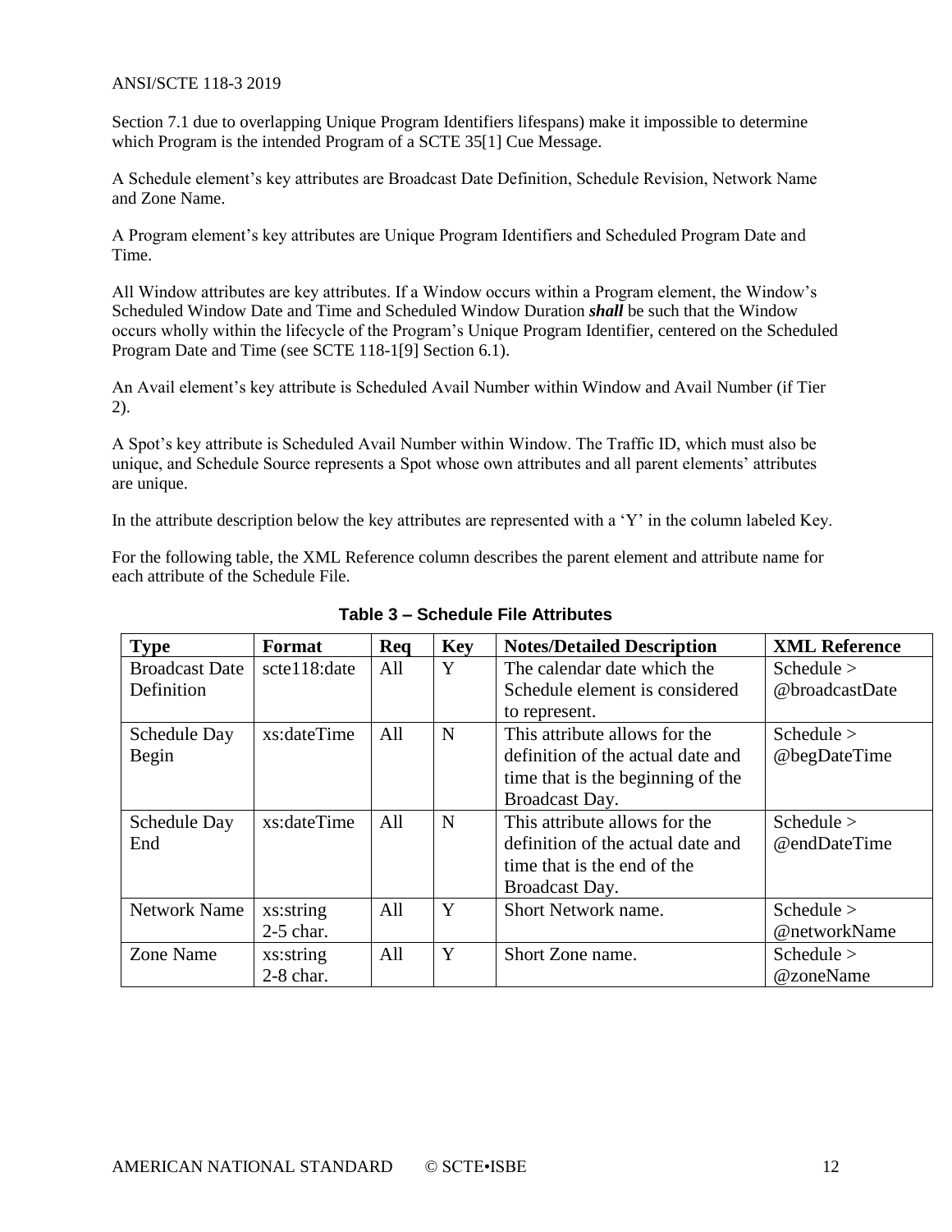Section 7.1 due to overlapping Unique Program Identifiers lifespans) make it impossible to determine which Program is the intended Program of a SCTE 35[1] Cue Message.

A Schedule element's key attributes are Broadcast Date Definition, Schedule Revision, Network Name and Zone Name.

A Program element's key attributes are Unique Program Identifiers and Scheduled Program Date and Time.

All Window attributes are key attributes. If a Window occurs within a Program element, the Window's Scheduled Window Date and Time and Scheduled Window Duration ***shall*** be such that the Window occurs wholly within the lifecycle of the Program's Unique Program Identifier, centered on the Scheduled Program Date and Time (see SCTE 118-1[9] Section 6.1).

An Avail element's key attribute is Scheduled Avail Number within Window and Avail Number (if Tier 2).

A Spot's key attribute is Scheduled Avail Number within Window. The Traffic ID, which must also be unique, and Schedule Source represents a Spot whose own attributes and all parent elements' attributes are unique.

In the attribute description below the key attributes are represented with a 'Y' in the column labeled Key.

For the following table, the XML Reference column describes the parent element and attribute name for each attribute of the Schedule File.

**Table 3 – Schedule File Attributes**

| Type | Format | Req | Key | Notes/Detailed Description | XML Reference |
|---|---|---|---|---|---|
| Broadcast Date Definition | scte118:date | All | Y | The calendar date which the Schedule element is considered to represent. | Schedule > @broadcastDate |
| Schedule Day Begin | xs:dateTime | All | N | This attribute allows for the definition of the actual date and time that is the beginning of the Broadcast Day. | Schedule > @begDateTime |
| Schedule Day End | xs:dateTime | All | N | This attribute allows for the definition of the actual date and time that is the end of the Broadcast Day. | Schedule > @endDateTime |
| Network Name | xs:string 2-5 char. | All | Y | Short Network name. | Schedule > @networkName |
| Zone Name | xs:string 2-8 char. | All | Y | Short Zone name. | Schedule > @zoneName |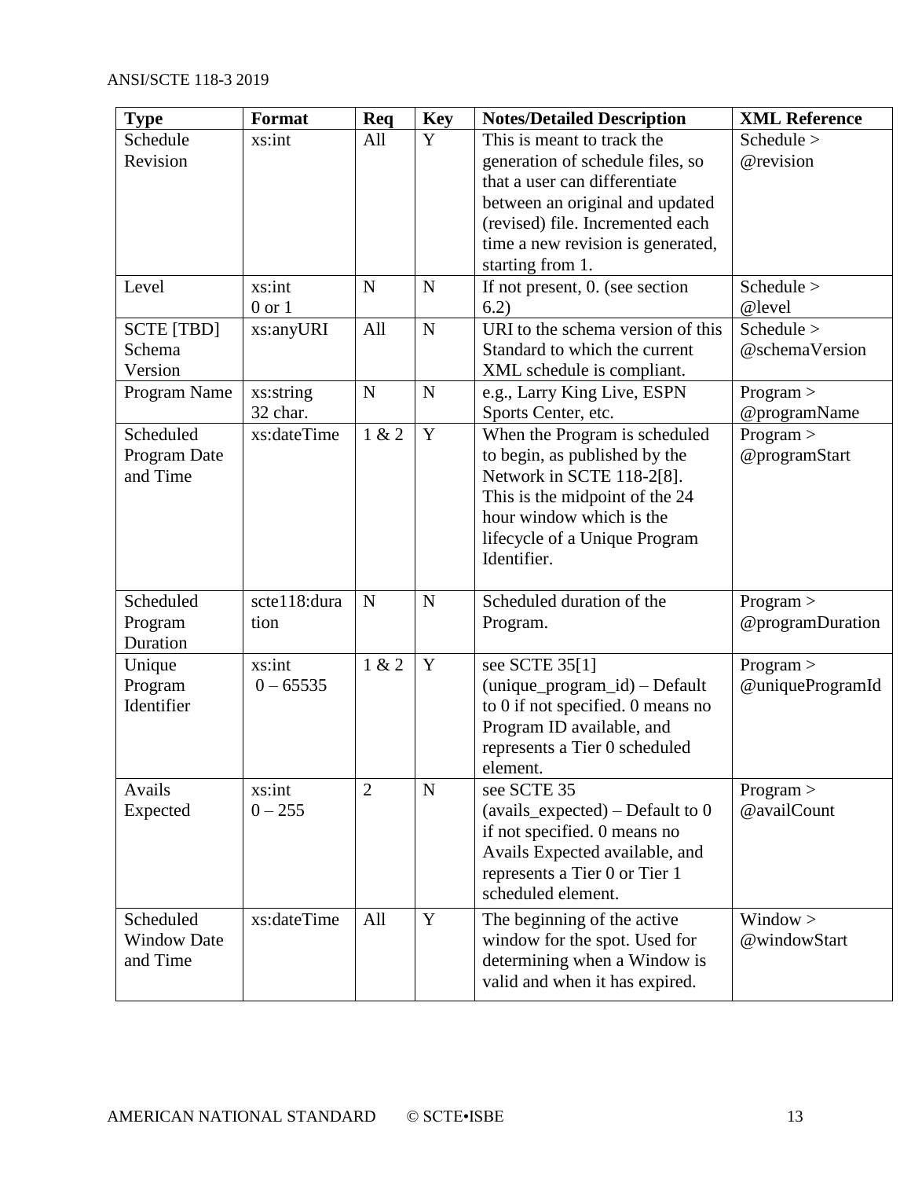| Type | Format | Req | Key | Notes/Detailed Description | XML Reference |
|---|---|---|---|---|---|
| Schedule Revision | xs:int | All | Y | This is meant to track the generation of schedule files, so that a user can differentiate between an original and updated (revised) file. Incremented each time a new revision is generated, starting from 1. | Schedule > @revision |
| Level | xs:int 0 or 1 | N | N | If not present, 0. (see section 6.2) | Schedule > @level |
| SCTE [TBD] Schema Version | xs:anyURI | All | N | URI to the schema version of this Standard to which the current XML schedule is compliant. | Schedule > @schemaVersion |
| Program Name | xs:string 32 char. | N | N | e.g., Larry King Live, ESPN Sports Center, etc. | Program > @programName |
| Scheduled Program Date and Time | xs:dateTime | 1 & 2 | Y | When the Program is scheduled to begin, as published by the Network in SCTE 118-2[8]. This is the midpoint of the 24 hour window which is the lifecycle of a Unique Program Identifier. | Program > @programStart |
| Scheduled Program Duration | scte118:duration | N | N | Scheduled duration of the Program. | Program > @programDuration |
| Unique Program Identifier | xs:int 0 – 65535 | 1 & 2 | Y | see SCTE 35[1] (unique_program_id) – Default to 0 if not specified. 0 means no Program ID available, and represents a Tier 0 scheduled element. | Program > @uniqueProgramId |
| Avails Expected | xs:int 0 – 255 | 2 | N | see SCTE 35 (avails_expected) – Default to 0 if not specified. 0 means no Avails Expected available, and represents a Tier 0 or Tier 1 scheduled element. | Program > @availCount |
| Scheduled Window Date and Time | xs:dateTime | All | Y | The beginning of the active window for the spot. Used for determining when a Window is valid and when it has expired. | Window > @windowStart |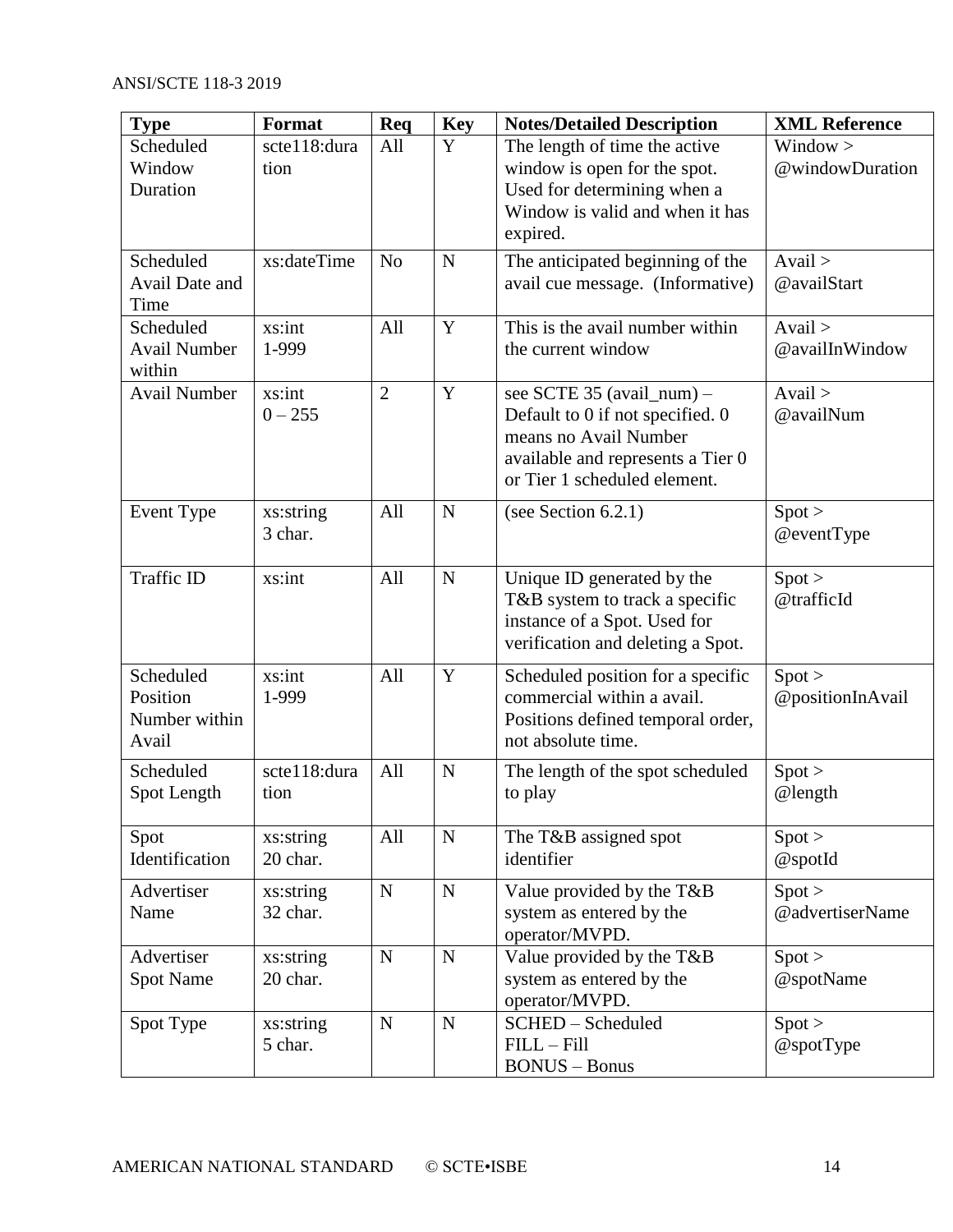| Type | Format | Req | Key | Notes/Detailed Description | XML Reference |
|---|---|---|---|---|---|
| Scheduled Window Duration | scte118:duration | All | Y | The length of time the active window is open for the spot. Used for determining when a Window is valid and when it has expired. | Window > @windowDuration |
| Scheduled Avail Date and Time | xs:dateTime | No | N | The anticipated beginning of the avail cue message. (Informative) | Avail > @availStart |
| Scheduled Avail Number within | xs:int 1-999 | All | Y | This is the avail number within the current window | Avail > @availInWindow |
| Avail Number | xs:int 0 – 255 | 2 | Y | see SCTE 35 (avail_num) – Default to 0 if not specified. 0 means no Avail Number available and represents a Tier 0 or Tier 1 scheduled element. | Avail > @availNum |
| Event Type | xs:string 3 char. | All | N | (see Section 6.2.1) | Spot > @eventType |
| Traffic ID | xs:int | All | N | Unique ID generated by the T&B system to track a specific instance of a Spot. Used for verification and deleting a Spot. | Spot > @trafficId |
| Scheduled Position Number within Avail | xs:int 1-999 | All | Y | Scheduled position for a specific commercial within a avail. Positions defined temporal order, not absolute time. | Spot > @positionInAvail |
| Scheduled Spot Length | scte118:duration | All | N | The length of the spot scheduled to play | Spot > @length |
| Spot Identification | xs:string 20 char. | All | N | The T&B assigned spot identifier | Spot > @spotId |
| Advertiser Name | xs:string 32 char. | N | N | Value provided by the T&B system as entered by the operator/MVPD. | Spot > @advertiserName |
| Advertiser Spot Name | xs:string 20 char. | N | N | Value provided by the T&B system as entered by the operator/MVPD. | Spot > @spotName |
| Spot Type | xs:string 5 char. | N | N | SCHED – Scheduled<br>FILL – Fill<br>BONUS – Bonus | Spot > @spotType |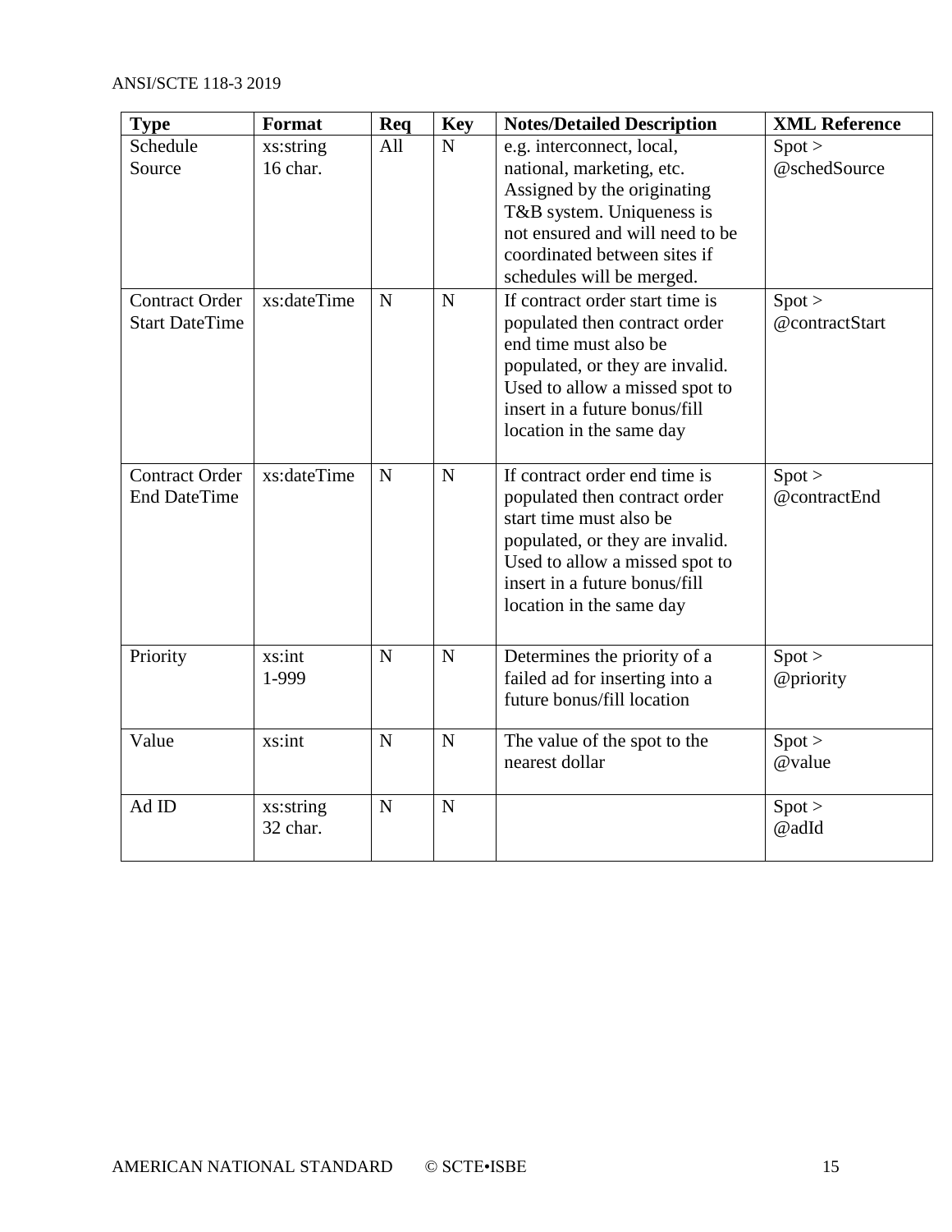| Type | Format | Req | Key | Notes/Detailed Description | XML Reference |
|---|---|---|---|---|---|
| Schedule Source | xs:string 16 char. | All | N | e.g. interconnect, local, national, marketing, etc. Assigned by the originating T&B system. Uniqueness is not ensured and will need to be coordinated between sites if schedules will be merged. | Spot > @schedSource |
| Contract Order Start DateTime | xs:dateTime | N | N | If contract order start time is populated then contract order end time must also be populated, or they are invalid. Used to allow a missed spot to insert in a future bonus/fill location in the same day | Spot > @contractStart |
| Contract Order End DateTime | xs:dateTime | N | N | If contract order end time is populated then contract order start time must also be populated, or they are invalid. Used to allow a missed spot to insert in a future bonus/fill location in the same day | Spot > @contractEnd |
| Priority | xs:int 1-999 | N | N | Determines the priority of a failed ad for inserting into a future bonus/fill location | Spot > @priority |
| Value | xs:int | N | N | The value of the spot to the nearest dollar | Spot > @value |
| Ad ID | xs:string 32 char. | N | N | | Spot > @adId |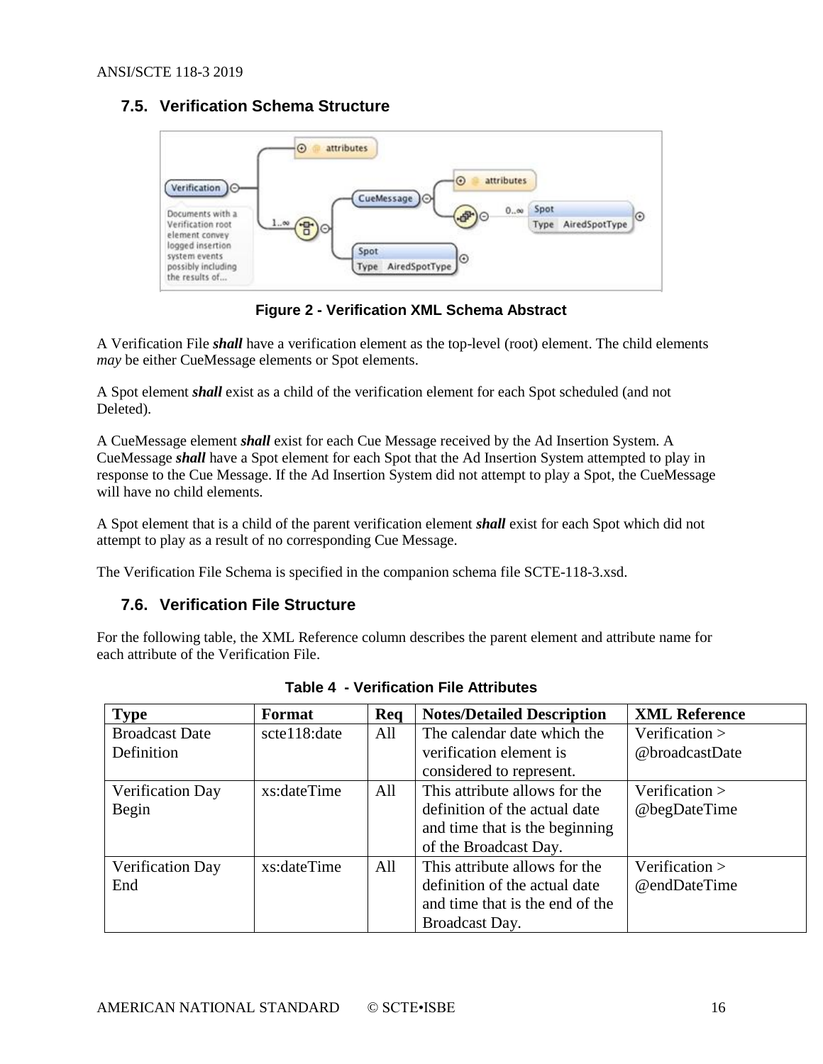## 7.5. Verification Schema Structure

Figure 2 - Verification XML Schema Abstract

A Verification File ***shall*** have a verification element as the top-level (root) element. The child elements *may* be either CueMessage elements or Spot elements.

A Spot element ***shall*** exist as a child of the verification element for each Spot scheduled (and not Deleted).

A CueMessage element ***shall*** exist for each Cue Message received by the Ad Insertion System. A CueMessage ***shall*** have a Spot element for each Spot that the Ad Insertion System attempted to play in response to the Cue Message. If the Ad Insertion System did not attempt to play a Spot, the CueMessage will have no child elements.

A Spot element that is a child of the parent verification element ***shall*** exist for each Spot which did not attempt to play as a result of no corresponding Cue Message.

The Verification File Schema is specified in the companion schema file SCTE-118-3.xsd.

## 7.6. Verification File Structure

For the following table, the XML Reference column describes the parent element and attribute name for each attribute of the Verification File.

**Table 4 - Verification File Attributes**

| Type | Format | Req | Notes/Detailed Description | XML Reference |
|---|---|---|---|---|
| Broadcast Date Definition | scte118:date | All | The calendar date which the verification element is considered to represent. | Verification > @broadcastDate |
| Verification Day Begin | xs:dateTime | All | This attribute allows for the definition of the actual date and time that is the beginning of the Broadcast Day. | Verification > @begDateTime |
| Verification Day End | xs:dateTime | All | This attribute allows for the definition of the actual date and time that is the end of the Broadcast Day. | Verification > @endDateTime |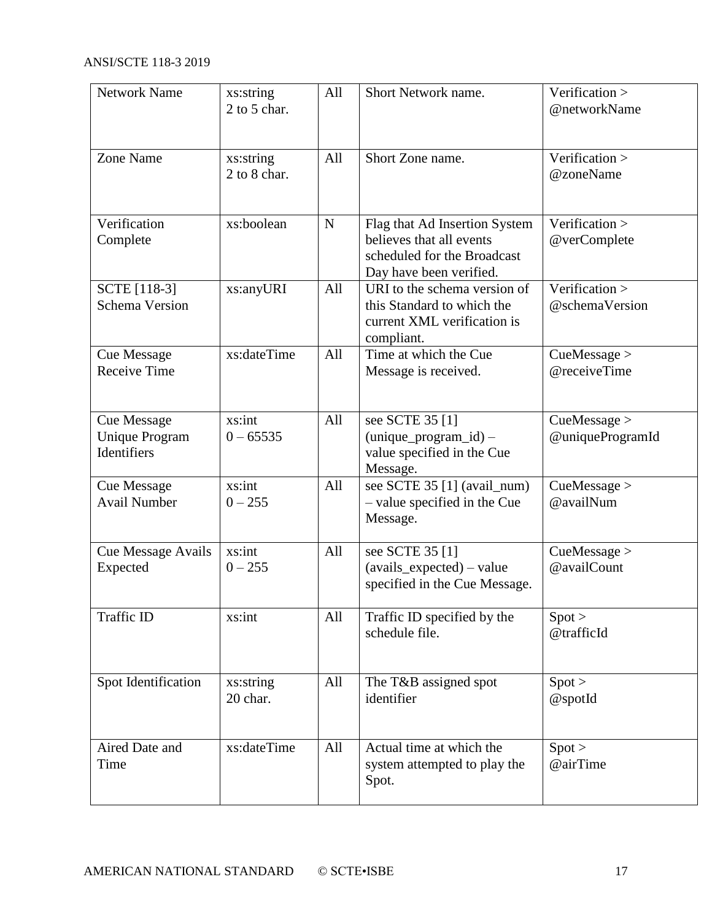| | | | | |
|---|---|---|---|---|
| Network Name | xs:string 2 to 5 char. | All | Short Network name. | Verification > @networkName |
| Zone Name | xs:string 2 to 8 char. | All | Short Zone name. | Verification > @zoneName |
| Verification Complete | xs:boolean | N | Flag that Ad Insertion System believes that all events scheduled for the Broadcast Day have been verified. | Verification > @verComplete |
| SCTE [118-3] Schema Version | xs:anyURI | All | URI to the schema version of this Standard to which the current XML verification is compliant. | Verification > @schemaVersion |
| Cue Message Receive Time | xs:dateTime | All | Time at which the Cue Message is received. | CueMessage > @receiveTime |
| Cue Message Unique Program Identifiers | xs:int 0 – 65535 | All | see SCTE 35 [1] (unique_program_id) – value specified in the Cue Message. | CueMessage > @uniqueProgramId |
| Cue Message Avail Number | xs:int 0 – 255 | All | see SCTE 35 [1] (avail_num) – value specified in the Cue Message. | CueMessage > @availNum |
| Cue Message Avails Expected | xs:int 0 – 255 | All | see SCTE 35 [1] (avails_expected) – value specified in the Cue Message. | CueMessage > @availCount |
| Traffic ID | xs:int | All | Traffic ID specified by the schedule file. | Spot > @trafficId |
| Spot Identification | xs:string 20 char. | All | The T&B assigned spot identifier | Spot > @spotId |
| Aired Date and Time | xs:dateTime | All | Actual time at which the system attempted to play the Spot. | Spot > @airTime |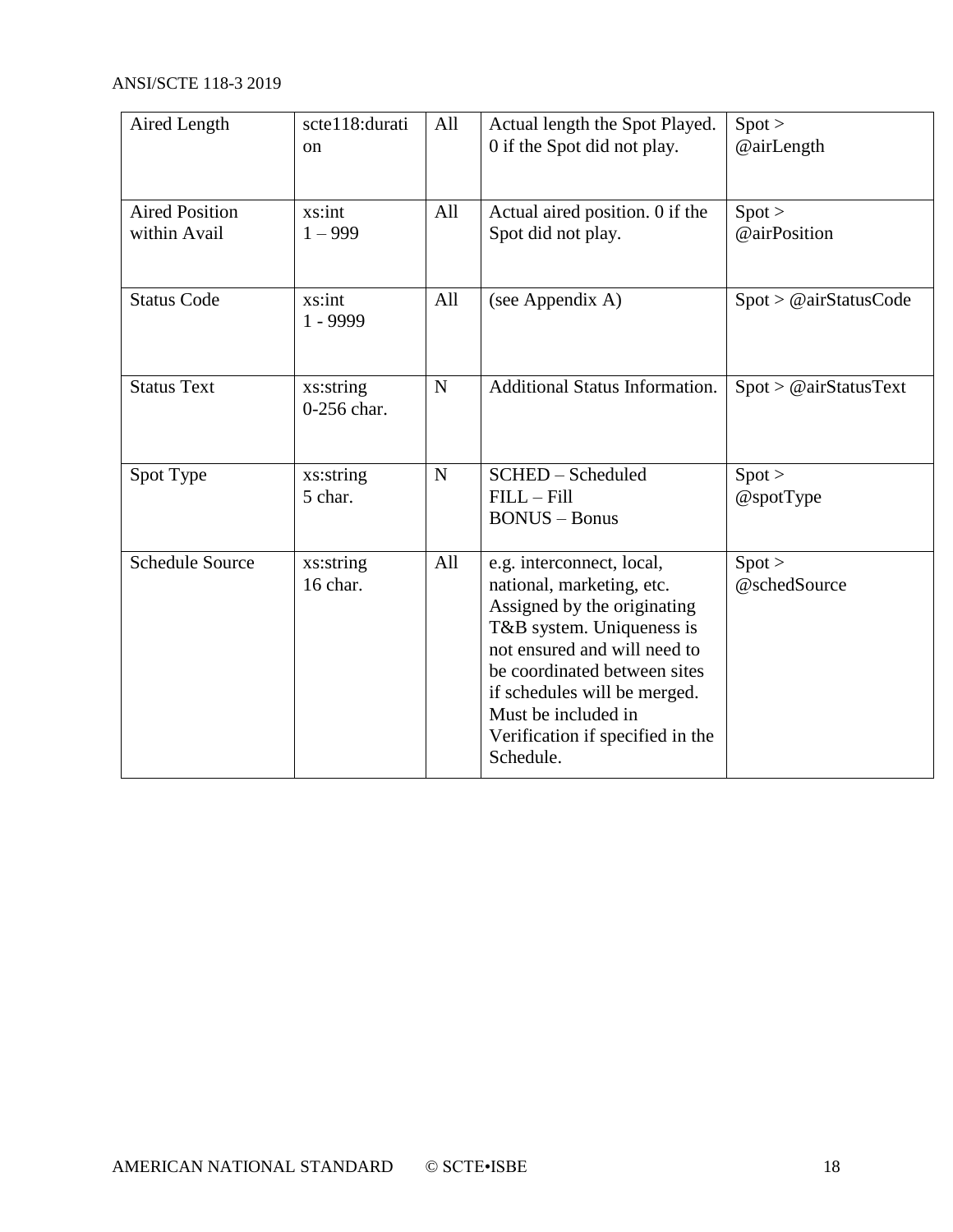| Aired Length | scte118:duration | All | Actual length the Spot Played. 0 if the Spot did not play. | Spot > @airLength |
|---|---|---|---|---|
| Aired Position within Avail | xs:int 1 – 999 | All | Actual aired position. 0 if the Spot did not play. | Spot > @airPosition |
| Status Code | xs:int 1 - 9999 | All | (see Appendix A) | Spot > @airStatusCode |
| Status Text | xs:string 0-256 char. | N | Additional Status Information. | Spot > @airStatusText |
| Spot Type | xs:string 5 char. | N | SCHED – Scheduled<br>FILL – Fill<br>BONUS – Bonus | Spot > @spotType |
| Schedule Source | xs:string 16 char. | All | e.g. interconnect, local, national, marketing, etc. Assigned by the originating T&B system. Uniqueness is not ensured and will need to be coordinated between sites if schedules will be merged. Must be included in Verification if specified in the Schedule. | Spot > @schedSource |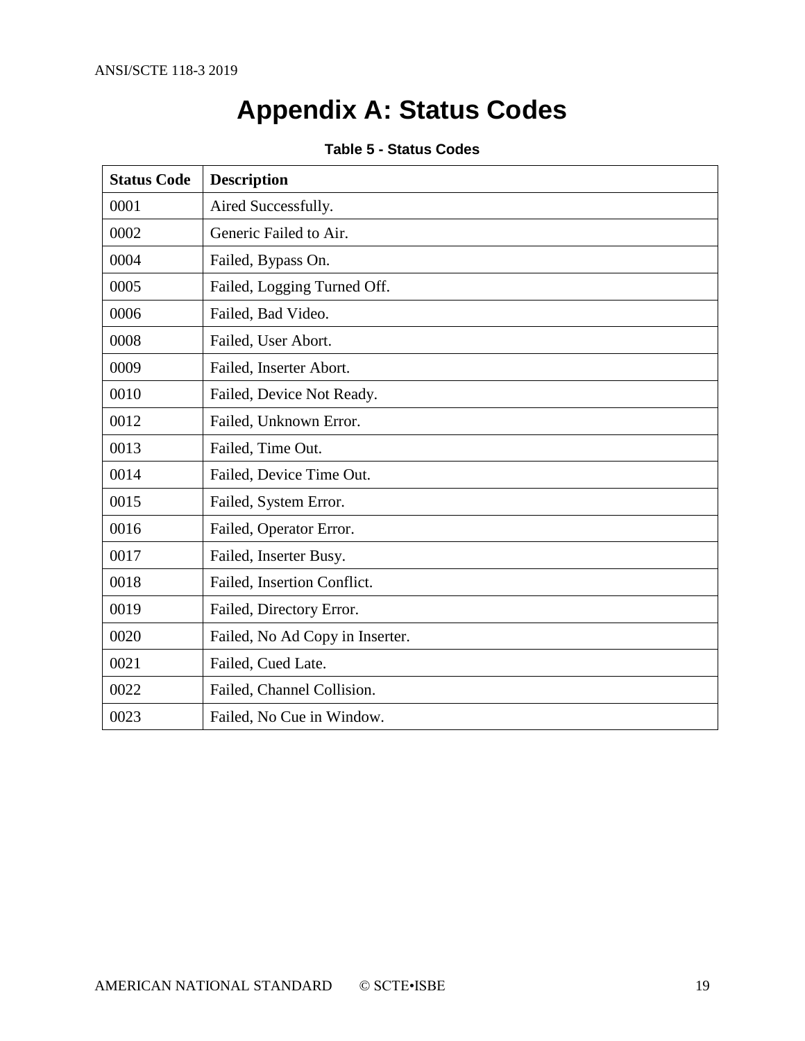# Appendix A: Status Codes

**Table 5 - Status Codes**

| Status Code | Description |
| --- | --- |
| 0001 | Aired Successfully. |
| 0002 | Generic Failed to Air. |
| 0004 | Failed, Bypass On. |
| 0005 | Failed, Logging Turned Off. |
| 0006 | Failed, Bad Video. |
| 0008 | Failed, User Abort. |
| 0009 | Failed, Inserter Abort. |
| 0010 | Failed, Device Not Ready. |
| 0012 | Failed, Unknown Error. |
| 0013 | Failed, Time Out. |
| 0014 | Failed, Device Time Out. |
| 0015 | Failed, System Error. |
| 0016 | Failed, Operator Error. |
| 0017 | Failed, Inserter Busy. |
| 0018 | Failed, Insertion Conflict. |
| 0019 | Failed, Directory Error. |
| 0020 | Failed, No Ad Copy in Inserter. |
| 0021 | Failed, Cued Late. |
| 0022 | Failed, Channel Collision. |
| 0023 | Failed, No Cue in Window. |